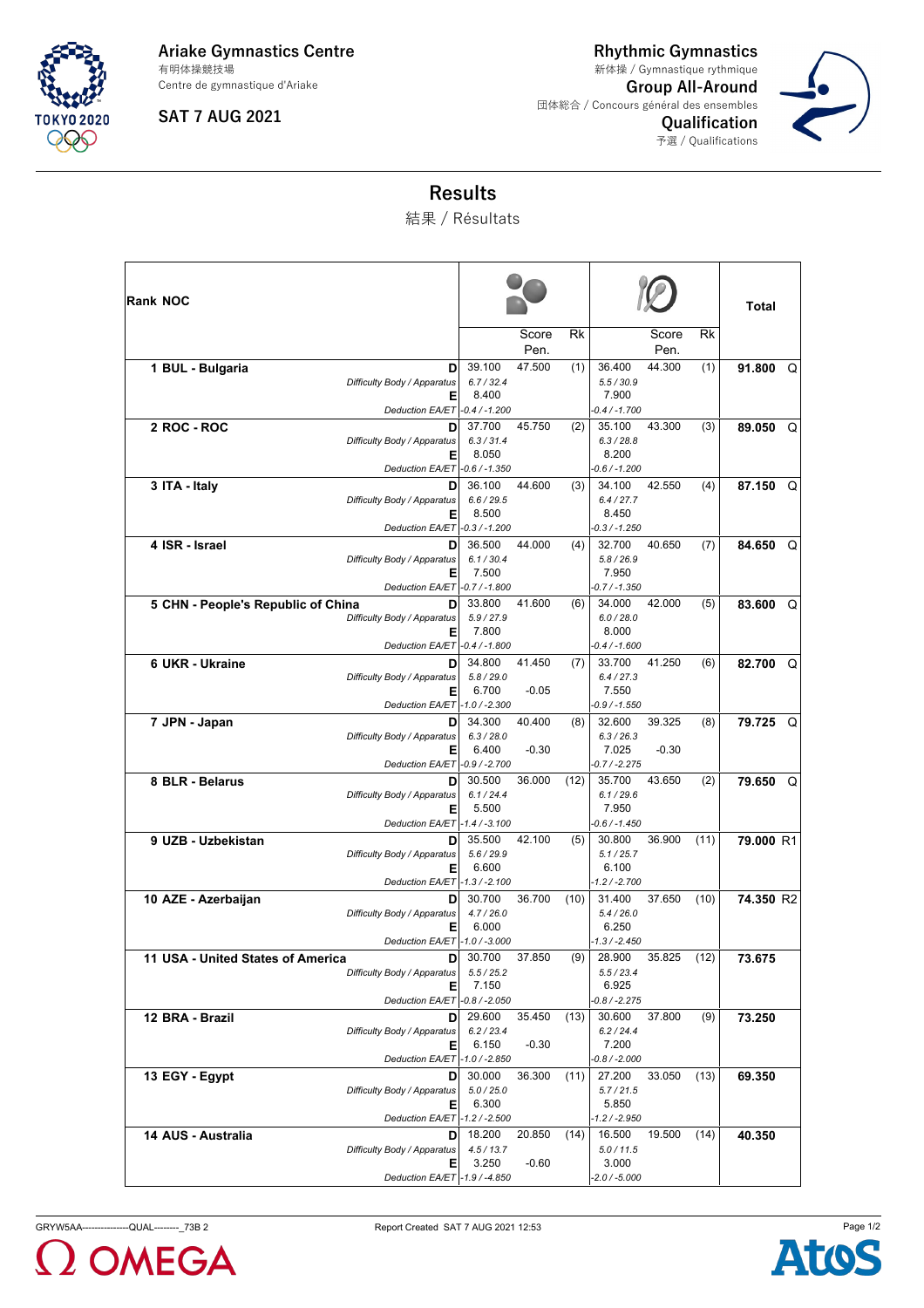Ariake Gymnastics Centre
有明体操競技場
Centre de gymnastique d'Ariake

SAT 7 AUG 2021

Rhythmic Gymnastics
新体操 / Gymnastique rythmique
Group All-Around
団体総合 / Concours général des ensembles
Qualification
予選 / Qualifications

# Results

結果 / Résultats

| Rank | NOC | | Balls | Balls Score | Balls Pen. | Balls Rk | Hoops & Clubs | Hoops & Clubs Score | Hoops & Clubs Pen. | Hoops & Clubs Rk | Total | |
|---|---|---|---|---|---|---|---|---|---|---|---|---|
| 1 | BUL - Bulgaria | D | 39.100 | 47.500 | | (1) | 36.400 | 44.300 | | (1) | 91.800 | Q |
| | | *Difficulty Body / Apparatus* | *6.7 / 32.4* | | | | *5.5 / 30.9* | | | | | |
| | | E | 8.400 | | | | 7.900 | | | | | |
| | | *Deduction EA/ET* | *-0.4 / -1.200* | | | | *-0.4 / -1.700* | | | | | |
| 2 | ROC - ROC | D | 37.700 | 45.750 | | (2) | 35.100 | 43.300 | | (3) | 89.050 | Q |
| | | *Difficulty Body / Apparatus* | *6.3 / 31.4* | | | | *6.3 / 28.8* | | | | | |
| | | E | 8.050 | | | | 8.200 | | | | | |
| | | *Deduction EA/ET* | *-0.6 / -1.350* | | | | *-0.6 / -1.200* | | | | | |
| 3 | ITA - Italy | D | 36.100 | 44.600 | | (3) | 34.100 | 42.550 | | (4) | 87.150 | Q |
| | | *Difficulty Body / Apparatus* | *6.6 / 29.5* | | | | *6.4 / 27.7* | | | | | |
| | | E | 8.500 | | | | 8.450 | | | | | |
| | | *Deduction EA/ET* | *-0.3 / -1.200* | | | | *-0.3 / -1.250* | | | | | |
| 4 | ISR - Israel | D | 36.500 | 44.000 | | (4) | 32.700 | 40.650 | | (7) | 84.650 | Q |
| | | *Difficulty Body / Apparatus* | *6.1 / 30.4* | | | | *5.8 / 26.9* | | | | | |
| | | E | 7.500 | | | | 7.950 | | | | | |
| | | *Deduction EA/ET* | *-0.7 / -1.800* | | | | *-0.7 / -1.350* | | | | | |
| 5 | CHN - People's Republic of China | D | 33.800 | 41.600 | | (6) | 34.000 | 42.000 | | (5) | 83.600 | Q |
| | | *Difficulty Body / Apparatus* | *5.9 / 27.9* | | | | *6.0 / 28.0* | | | | | |
| | | E | 7.800 | | | | 8.000 | | | | | |
| | | *Deduction EA/ET* | *-0.4 / -1.800* | | | | *-0.4 / -1.600* | | | | | |
| 6 | UKR - Ukraine | D | 34.800 | 41.450 | | (7) | 33.700 | 41.250 | | (6) | 82.700 | Q |
| | | *Difficulty Body / Apparatus* | *5.8 / 29.0* | | | | *6.4 / 27.3* | | | | | |
| | | E | 6.700 | | -0.05 | | 7.550 | | | | | |
| | | *Deduction EA/ET* | *-1.0 / -2.300* | | | | *-0.9 / -1.550* | | | | | |
| 7 | JPN - Japan | D | 34.300 | 40.400 | | (8) | 32.600 | 39.325 | | (8) | 79.725 | Q |
| | | *Difficulty Body / Apparatus* | *6.3 / 28.0* | | | | *6.3 / 26.3* | | | | | |
| | | E | 6.400 | | -0.30 | | 7.025 | | -0.30 | | | |
| | | *Deduction EA/ET* | *-0.9 / -2.700* | | | | *-0.7 / -2.275* | | | | | |
| 8 | BLR - Belarus | D | 30.500 | 36.000 | | (12) | 35.700 | 43.650 | | (2) | 79.650 | Q |
| | | *Difficulty Body / Apparatus* | *6.1 / 24.4* | | | | *6.1 / 29.6* | | | | | |
| | | E | 5.500 | | | | 7.950 | | | | | |
| | | *Deduction EA/ET* | *-1.4 / -3.100* | | | | *-0.6 / -1.450* | | | | | |
| 9 | UZB - Uzbekistan | D | 35.500 | 42.100 | | (5) | 30.800 | 36.900 | | (11) | 79.000 | R1 |
| | | *Difficulty Body / Apparatus* | *5.6 / 29.9* | | | | *5.1 / 25.7* | | | | | |
| | | E | 6.600 | | | | 6.100 | | | | | |
| | | *Deduction EA/ET* | *-1.3 / -2.100* | | | | *-1.2 / -2.700* | | | | | |
| 10 | AZE - Azerbaijan | D | 30.700 | 36.700 | | (10) | 31.400 | 37.650 | | (10) | 74.350 | R2 |
| | | *Difficulty Body / Apparatus* | *4.7 / 26.0* | | | | *5.4 / 26.0* | | | | | |
| | | E | 6.000 | | | | 6.250 | | | | | |
| | | *Deduction EA/ET* | *-1.0 / -3.000* | | | | *-1.3 / -2.450* | | | | | |
| 11 | USA - United States of America | D | 30.700 | 37.850 | | (9) | 28.900 | 35.825 | | (12) | 73.675 | |
| | | *Difficulty Body / Apparatus* | *5.5 / 25.2* | | | | *5.5 / 23.4* | | | | | |
| | | E | 7.150 | | | | 6.925 | | | | | |
| | | *Deduction EA/ET* | *-0.8 / -2.050* | | | | *-0.8 / -2.275* | | | | | |
| 12 | BRA - Brazil | D | 29.600 | 35.450 | | (13) | 30.600 | 37.800 | | (9) | 73.250 | |
| | | *Difficulty Body / Apparatus* | *6.2 / 23.4* | | | | *6.2 / 24.4* | | | | | |
| | | E | 6.150 | | -0.30 | | 7.200 | | | | | |
| | | *Deduction EA/ET* | *-1.0 / -2.850* | | | | *-0.8 / -2.000* | | | | | |
| 13 | EGY - Egypt | D | 30.000 | 36.300 | | (11) | 27.200 | 33.050 | | (13) | 69.350 | |
| | | *Difficulty Body / Apparatus* | *5.0 / 25.0* | | | | *5.7 / 21.5* | | | | | |
| | | E | 6.300 | | | | 5.850 | | | | | |
| | | *Deduction EA/ET* | *-1.2 / -2.500* | | | | *-1.2 / -2.950* | | | | | |
| 14 | AUS - Australia | D | 18.200 | 20.850 | | (14) | 16.500 | 19.500 | | (14) | 40.350 | |
| | | *Difficulty Body / Apparatus* | *4.5 / 13.7* | | | | *5.0 / 11.5* | | | | | |
| | | E | 3.250 | | -0.60 | | 3.000 | | | | | |
| | | *Deduction EA/ET* | *-1.9 / -4.850* | | | | *-2.0 / -5.000* | | | | | |

GRYW5AA---------------QUAL--------_73B 2    Report Created SAT 7 AUG 2021 12:53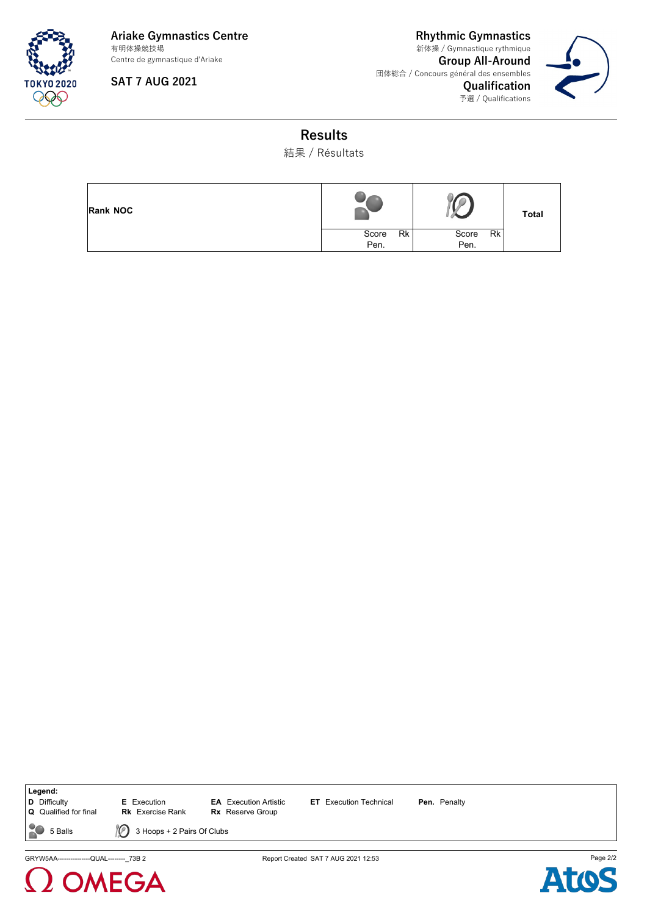Ariake Gymnastics Centre
有明体操競技場
Centre de gymnastique d'Ariake

SAT 7 AUG 2021

Rhythmic Gymnastics
新体操 / Gymnastique rythmique
Group All-Around
団体総合 / Concours général des ensembles
Qualification
予選 / Qualifications

## Results

結果 / Résultats

| Rank NOC | 5 Balls Score Pen. | Rk | 3 Hoops + 2 Pairs Of Clubs Score Pen. | Rk | Total |
|---|---|---|---|---|---|

**Legend:**

**D** Difficulty
**Q** Qualified for final
**E** Execution
**Rk** Exercise Rank
**EA** Execution Artistic
**Rx** Reserve Group
**ET** Execution Technical
**Pen.** Penalty

5 Balls
3 Hoops + 2 Pairs Of Clubs

GRYW5AA---------------QUAL--------_73B 2

Report Created SAT 7 AUG 2021 12:53